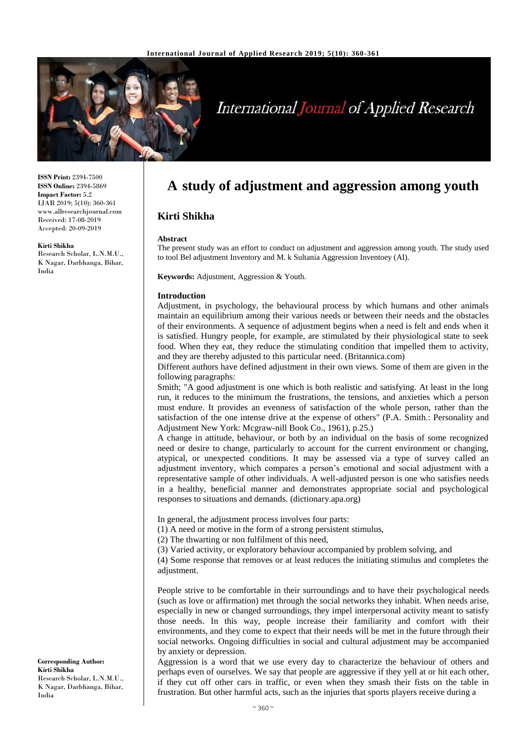**ISSN Print:** 2394-7500
**ISSN Online:** 2394-5869
**Impact Factor:** 5.2
IJAR 2019; 5(10): 360-361
www.allresearchjournal.com
Received: 17-08-2019
Accepted: 20-09-2019

**Kirti Shikha**
Research Scholar, L.N.M.U., K Nagar, Darbhanga, Bihar, India

**Corresponding Author:**
**Kirti Shikha**
Research Scholar, L.N.M.U., K Nagar, Darbhanga, Bihar, India

# A study of adjustment and aggression among youth

## Kirti Shikha

### Abstract

The present study was an effort to conduct on adjustment and aggression among youth. The study used to tool Bel adjustment Inventory and M. k Sultania Aggression Inventoey (AI).

**Keywords:** Adjustment, Aggression & Youth.

### Introduction

Adjustment, in psychology, the behavioural process by which humans and other animals maintain an equilibrium among their various needs or between their needs and the obstacles of their environments. A sequence of adjustment begins when a need is felt and ends when it is satisfied. Hungry people, for example, are stimulated by their physiological state to seek food. When they eat, they reduce the stimulating condition that impelled them to activity, and they are thereby adjusted to this particular need. (Britannica.com)

Different authors have defined adjustment in their own views. Some of them are given in the following paragraphs:

Smith; "A good adjustment is one which is both realistic and satisfying. At least in the long run, it reduces to the minimum the frustrations, the tensions, and anxieties which a person must endure. It provides an evenness of satisfaction of the whole person, rather than the satisfaction of the one intense drive at the expense of others" (P.A. Smith.: Personality and Adjustment New York: Mcgraw-nill Book Co., 1961), p.25.)

A change in attitude, behaviour, or both by an individual on the basis of some recognized need or desire to change, particularly to account for the current environment or changing, atypical, or unexpected conditions. It may be assessed via a type of survey called an adjustment inventory, which compares a person's emotional and social adjustment with a representative sample of other individuals. A well-adjusted person is one who satisfies needs in a healthy, beneficial manner and demonstrates appropriate social and psychological responses to situations and demands. (dictionary.apa.org)

In general, the adjustment process involves four parts:

(1) A need or motive in the form of a strong persistent stimulus,
(2) The thwarting or non fulfilment of this need,
(3) Varied activity, or exploratory behaviour accompanied by problem solving, and
(4) Some response that removes or at least reduces the initiating stimulus and completes the adjustment.

People strive to be comfortable in their surroundings and to have their psychological needs (such as love or affirmation) met through the social networks they inhabit. When needs arise, especially in new or changed surroundings, they impel interpersonal activity meant to satisfy those needs. In this way, people increase their familiarity and comfort with their environments, and they come to expect that their needs will be met in the future through their social networks. Ongoing difficulties in social and cultural adjustment may be accompanied by anxiety or depression.

Aggression is a word that we use every day to characterize the behaviour of others and perhaps even of ourselves. We say that people are aggressive if they yell at or hit each other, if they cut off other cars in traffic, or even when they smash their fists on the table in frustration. But other harmful acts, such as the injuries that sports players receive during a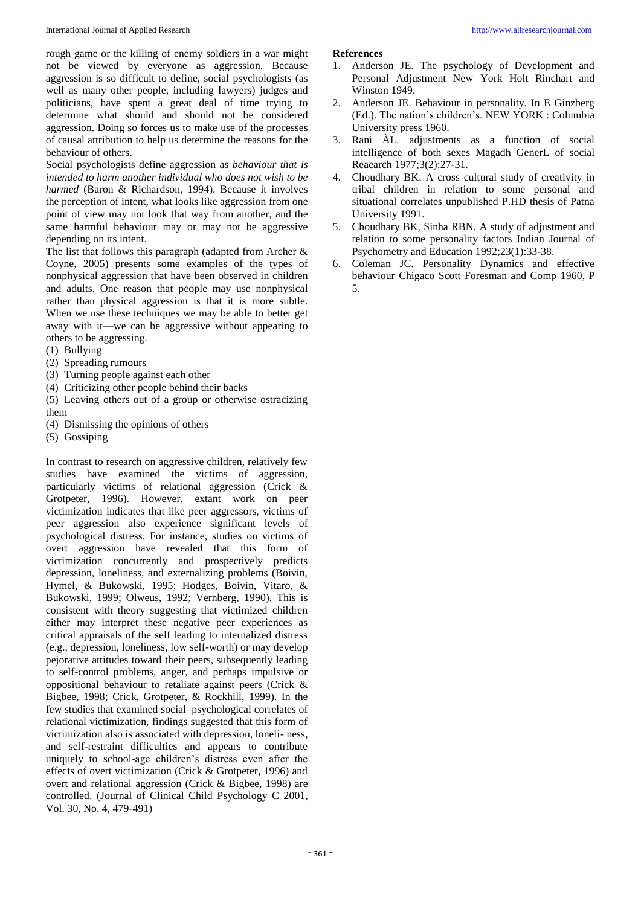rough game or the killing of enemy soldiers in a war might not be viewed by everyone as aggression. Because aggression is so difficult to define, social psychologists (as well as many other people, including lawyers) judges and politicians, have spent a great deal of time trying to determine what should and should not be considered aggression. Doing so forces us to make use of the processes of causal attribution to help us determine the reasons for the behaviour of others.

Social psychologists define aggression as *behaviour that is intended to harm another individual who does not wish to be harmed* (Baron & Richardson, 1994). Because it involves the perception of intent, what looks like aggression from one point of view may not look that way from another, and the same harmful behaviour may or may not be aggressive depending on its intent.

The list that follows this paragraph (adapted from Archer & Coyne, 2005) presents some examples of the types of nonphysical aggression that have been observed in children and adults. One reason that people may use nonphysical rather than physical aggression is that it is more subtle. When we use these techniques we may be able to better get away with it—we can be aggressive without appearing to others to be aggressing.

(1) Bullying
(2) Spreading rumours
(3) Turning people against each other
(4) Criticizing other people behind their backs
(5) Leaving others out of a group or otherwise ostracizing them
(4) Dismissing the opinions of others
(5) Gossiping

In contrast to research on aggressive children, relatively few studies have examined the victims of aggression, particularly victims of relational aggression (Crick & Grotpeter, 1996). However, extant work on peer victimization indicates that like peer aggressors, victims of peer aggression also experience significant levels of psychological distress. For instance, studies on victims of overt aggression have revealed that this form of victimization concurrently and prospectively predicts depression, loneliness, and externalizing problems (Boivin, Hymel, & Bukowski, 1995; Hodges, Boivin, Vitaro, & Bukowski, 1999; Olweus, 1992; Vernberg, 1990). This is consistent with theory suggesting that victimized children either may interpret these negative peer experiences as critical appraisals of the self leading to internalized distress (e.g., depression, loneliness, low self-worth) or may develop pejorative attitudes toward their peers, subsequently leading to self-control problems, anger, and perhaps impulsive or oppositional behaviour to retaliate against peers (Crick & Bigbee, 1998; Crick, Grotpeter, & Rockhill, 1999). In the few studies that examined social–psychological correlates of relational victimization, findings suggested that this form of victimization also is associated with depression, loneli- ness, and self-restraint difficulties and appears to contribute uniquely to school-age children's distress even after the effects of overt victimization (Crick & Grotpeter, 1996) and overt and relational aggression (Crick & Bigbee, 1998) are controlled. (Journal of Clinical Child Psychology C 2001, Vol. 30, No. 4, 479-491)

## References

1. Anderson JE. The psychology of Development and Personal Adjustment New York Holt Rinchart and Winston 1949.
2. Anderson JE. Behaviour in personality. In E Ginzberg (Ed.). The nation's children's. NEW YORK : Columbia University press 1960.
3. Rani ÀL. adjustments as a function of social intelligence of both sexes Magadh GenerL of social Reaearch 1977;3(2):27-31.
4. Choudhary BK. A cross cultural study of creativity in tribal children in relation to some personal and situational correlates unpublished P.HD thesis of Patna University 1991.
5. Choudhary BK, Sinha RBN. A study of adjustment and relation to some personality factors Indian Journal of Psychometry and Education 1992;23(1):33-38.
6. Coleman JC. Personality Dynamics and effective behaviour Chigaco Scott Foresman and Comp 1960, P 5.